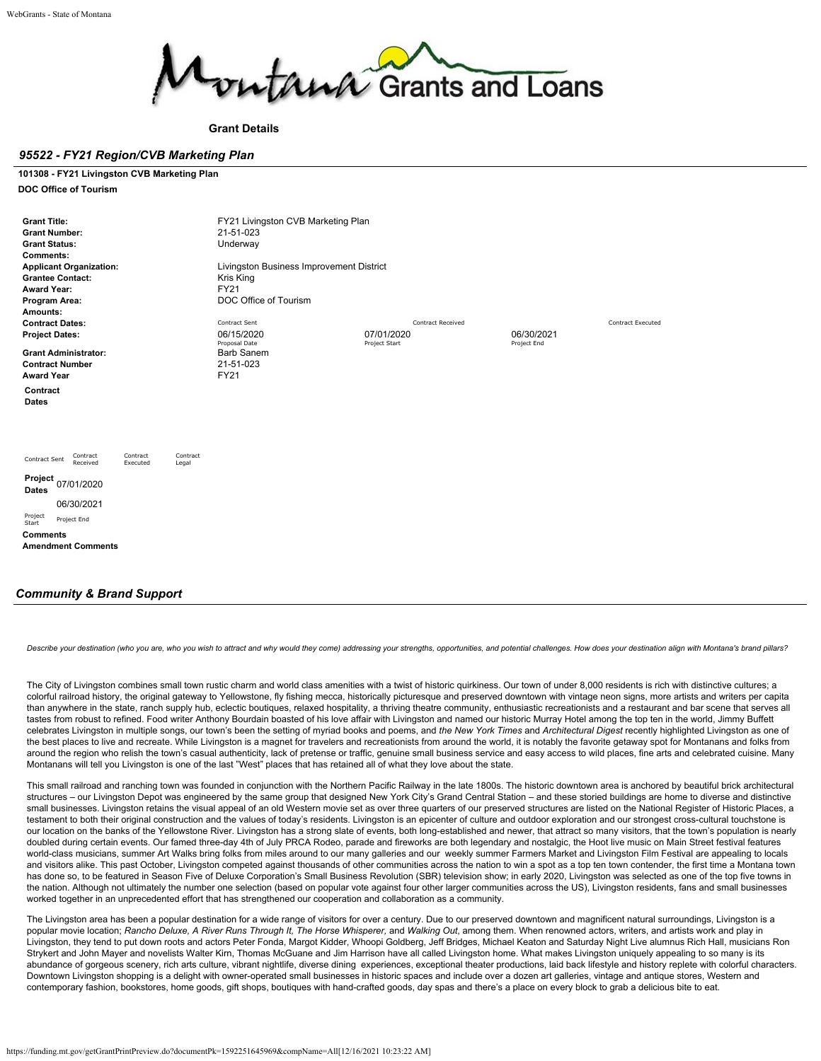Montana Grants and Loans

**Grant Details**

## *95522 - FY21 Region/CVB Marketing Plan*

**101308 - FY21 Livingston CVB Marketing Plan**

**DOC Office of Tourism**

| | | | |
|---|---|---|---|
| **Grant Title:** | FY21 Livingston CVB Marketing Plan | | |
| **Grant Number:** | 21-51-023 | | |
| **Grant Status:** | Underway | | |
| **Comments:** | | | |
| **Applicant Organization:** | Livingston Business Improvement District | | |
| **Grantee Contact:** | Kris King | | |
| **Award Year:** | FY21 | | |
| **Program Area:** | DOC Office of Tourism | | |
| **Amounts:** | | | |
| **Contract Dates:** | Contract Sent | Contract Received | Contract Executed |
| **Project Dates:** | 06/15/2020 Proposal Date | 07/01/2020 Project Start | 06/30/2021 Project End |
| **Grant Administrator:** | Barb Sanem | | |
| **Contract Number** | 21-51-023 | | |
| **Award Year** | FY21 | | |

**Contract Dates**

| Contract Sent | Contract Received | Contract Executed | Contract Legal |
|---|---|---|---|
| | | | |

**Project Dates**

| 07/01/2020 | 06/30/2021 |
|---|---|
| Project Start | Project End |

**Comments**

**Amendment Comments**

## *Community & Brand Support*

*Describe your destination (who you are, who you wish to attract and why would they come) addressing your strengths, opportunities, and potential challenges. How does your destination align with Montana's brand pillars?*

The City of Livingston combines small town rustic charm and world class amenities with a twist of historic quirkiness. Our town of under 8,000 residents is rich with distinctive cultures; a colorful railroad history, the original gateway to Yellowstone, fly fishing mecca, historically picturesque and preserved downtown with vintage neon signs, more artists and writers per capita than anywhere in the state, ranch supply hub, eclectic boutiques, relaxed hospitality, a thriving theatre community, enthusiastic recreationists and a restaurant and bar scene that serves all tastes from robust to refined. Food writer Anthony Bourdain boasted of his love affair with Livingston and named our historic Murray Hotel among the top ten in the world, Jimmy Buffett celebrates Livingston in multiple songs, our town's been the setting of myriad books and poems, and *the New York Times* and *Architectural Digest* recently highlighted Livingston as one of the best places to live and recreate. While Livingston is a magnet for travelers and recreationists from around the world, it is notably the favorite getaway spot for Montanans and folks from around the region who relish the town's casual authenticity, lack of pretense or traffic, genuine small business service and easy access to wild places, fine arts and celebrated cuisine. Many Montanans will tell you Livingston is one of the last "West" places that has retained all of what they love about the state.

This small railroad and ranching town was founded in conjunction with the Northern Pacific Railway in the late 1800s. The historic downtown area is anchored by beautiful brick architectural structures – our Livingston Depot was engineered by the same group that designed New York City's Grand Central Station – and these storied buildings are home to diverse and distinctive small businesses. Livingston retains the visual appeal of an old Western movie set as over three quarters of our preserved structures are listed on the National Register of Historic Places, a testament to both their original construction and the values of today's residents. Livingston is an epicenter of culture and outdoor exploration and our strongest cross-cultural touchstone is our location on the banks of the Yellowstone River. Livingston has a strong slate of events, both long-established and newer, that attract so many visitors, that the town's population is nearly doubled during certain events. Our famed three-day 4th of July PRCA Rodeo, parade and fireworks are both legendary and nostalgic, the Hoot live music on Main Street festival features world-class musicians, summer Art Walks bring folks from miles around to our many galleries and our weekly summer Farmers Market and Livingston Film Festival are appealing to locals and visitors alike. This past October, Livingston competed against thousands of other communities across the nation to win a spot as a top ten town contender, the first time a Montana town has done so, to be featured in Season Five of Deluxe Corporation's Small Business Revolution (SBR) television show; in early 2020, Livingston was selected as one of the top five towns in the nation. Although not ultimately the number one selection (based on popular vote against four other larger communities across the US), Livingston residents, fans and small businesses worked together in an unprecedented effort that has strengthened our cooperation and collaboration as a community.

The Livingston area has been a popular destination for a wide range of visitors for over a century. Due to our preserved downtown and magnificent natural surroundings, Livingston is a popular movie location; *Rancho Deluxe, A River Runs Through It, The Horse Whisperer,* and *Walking Out*, among them. When renowned actors, writers, and artists work and play in Livingston, they tend to put down roots and actors Peter Fonda, Margot Kidder, Whoopi Goldberg, Jeff Bridges, Michael Keaton and Saturday Night Live alumnus Rich Hall, musicians Ron Strykert and John Mayer and novelists Walter Kirn, Thomas McGuane and Jim Harrison have all called Livingston home. What makes Livingston uniquely appealing to so many is its abundance of gorgeous scenery, rich arts culture, vibrant nightlife, diverse dining experiences, exceptional theater productions, laid back lifestyle and history replete with colorful characters. Downtown Livingston shopping is a delight with owner-operated small businesses in historic spaces and include over a dozen art galleries, vintage and antique stores, Western and contemporary fashion, bookstores, home goods, gift shops, boutiques with hand-crafted goods, day spas and there's a place on every block to grab a delicious bite to eat.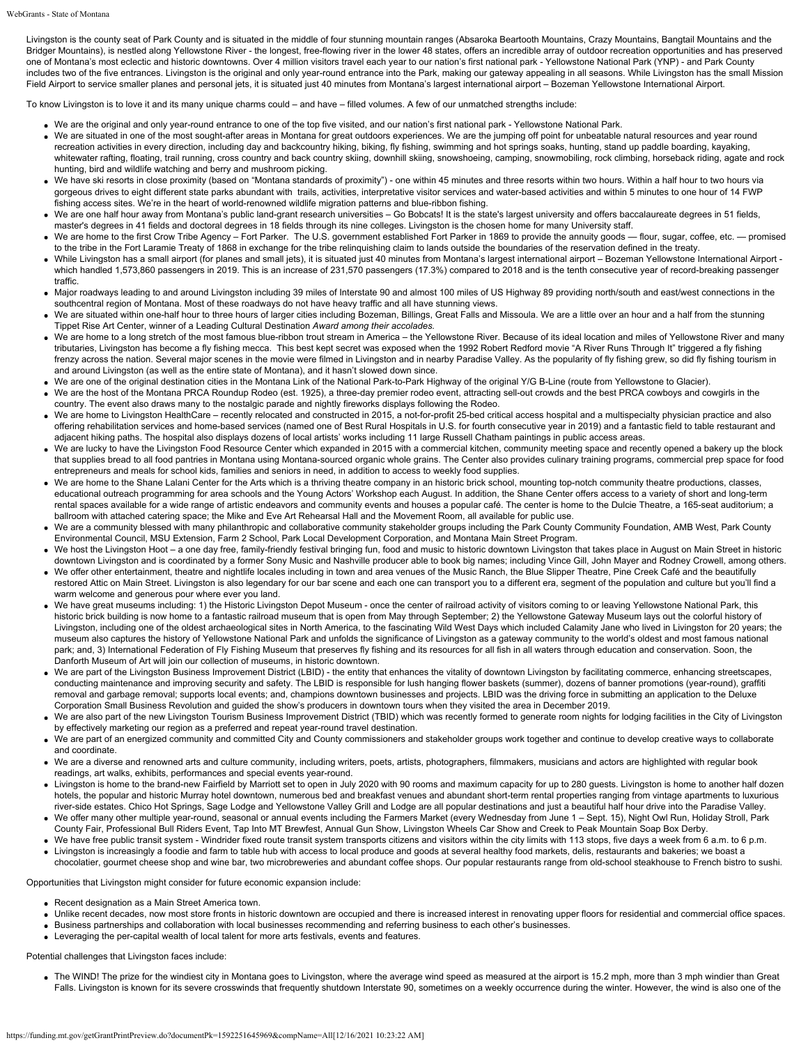Livingston is the county seat of Park County and is situated in the middle of four stunning mountain ranges (Absaroka Beartooth Mountains, Crazy Mountains, Bangtail Mountains and the Bridger Mountains), is nestled along Yellowstone River - the longest, free-flowing river in the lower 48 states, offers an incredible array of outdoor recreation opportunities and has preserved one of Montana's most eclectic and historic downtowns. Over 4 million visitors travel each year to our nation's first national park - Yellowstone National Park (YNP) - and Park County includes two of the five entrances. Livingston is the original and only year-round entrance into the Park, making our gateway appealing in all seasons. While Livingston has the small Mission Field Airport to service smaller planes and personal jets, it is situated just 40 minutes from Montana's largest international airport – Bozeman Yellowstone International Airport.

To know Livingston is to love it and its many unique charms could – and have – filled volumes. A few of our unmatched strengths include:

- We are the original and only year-round entrance to one of the top five visited, and our nation's first national park - Yellowstone National Park.
- We are situated in one of the most sought-after areas in Montana for great outdoors experiences. We are the jumping off point for unbeatable natural resources and year round recreation activities in every direction, including day and backcountry hiking, biking, fly fishing, swimming and hot springs soaks, hunting, stand up paddle boarding, kayaking, whitewater rafting, floating, trail running, cross country and back country skiing, downhill skiing, snowshoeing, camping, snowmobiling, rock climbing, horseback riding, agate and rock hunting, bird and wildlife watching and berry and mushroom picking.
- We have six ski resorts in close proximity (based on "Montana standards of proximity") - one within 45 minutes and three resorts within two hours. Within a half hour to two hours via gorgeous drives to eight different state parks abundant with trails, activities, interpretative visitor services and water-based activities and within 5 minutes to one hour of 14 FWP fishing access sites. We're in the heart of world-renowned wildlife migration patterns and blue-ribbon fishing.
- We are one half hour away from Montana's public land-grant research universities – Go Bobcats! It is the state's largest university and offers baccalaureate degrees in 51 fields, master's degrees in 41 fields and doctoral degrees in 18 fields through its nine colleges. Livingston is the chosen home for many University staff.
- We are home to the first Crow Tribe Agency – Fort Parker. The U.S. government established Fort Parker in 1869 to provide the annuity goods — flour, sugar, coffee, etc. — promised to the tribe in the Fort Laramie Treaty of 1868 in exchange for the tribe relinquishing claim to lands outside the boundaries of the reservation defined in the treaty.
- While Livingston has a small airport (for planes and small jets), it is situated just 40 minutes from Montana's largest international airport – Bozeman Yellowstone International Airport - which handled 1,573,860 passengers in 2019. This is an increase of 231,570 passengers (17.3%) compared to 2018 and is the tenth consecutive year of record-breaking passenger traffic.
- Major roadways leading to and around Livingston including 39 miles of Interstate 90 and almost 100 miles of US Highway 89 providing north/south and east/west connections in the southcentral region of Montana. Most of these roadways do not have heavy traffic and all have stunning views.
- We are situated within one-half hour to three hours of larger cities including Bozeman, Billings, Great Falls and Missoula. We are a little over an hour and a half from the stunning Tippet Rise Art Center, winner of a Leading Cultural Destination *Award among their accolades.*
- We are home to a long stretch of the most famous blue-ribbon trout stream in America – the Yellowstone River. Because of its ideal location and miles of Yellowstone River and many tributaries, Livingston has become a fly fishing mecca. This best kept secret was exposed when the 1992 Robert Redford movie "A River Runs Through It" triggered a fly fishing frenzy across the nation. Several major scenes in the movie were filmed in Livingston and in nearby Paradise Valley. As the popularity of fly fishing grew, so did fly fishing tourism in and around Livingston (as well as the entire state of Montana), and it hasn't slowed down since.
- We are one of the original destination cities in the Montana Link of the National Park-to-Park Highway of the original Y/G B-Line (route from Yellowstone to Glacier).
- We are the host of the Montana PRCA Roundup Rodeo (est. 1925), a three-day premier rodeo event, attracting sell-out crowds and the best PRCA cowboys and cowgirls in the country. The event also draws many to the nostalgic parade and nightly fireworks displays following the Rodeo.
- We are home to Livingston HealthCare – recently relocated and constructed in 2015, a not-for-profit 25-bed critical access hospital and a multispecialty physician practice and also offering rehabilitation services and home-based services (named one of Best Rural Hospitals in U.S. for fourth consecutive year in 2019) and a fantastic field to table restaurant and adjacent hiking paths. The hospital also displays dozens of local artists' works including 11 large Russell Chatham paintings in public access areas.
- We are lucky to have the Livingston Food Resource Center which expanded in 2015 with a commercial kitchen, community meeting space and recently opened a bakery up the block that supplies bread to all food pantries in Montana using Montana-sourced organic whole grains. The Center also provides culinary training programs, commercial prep space for food entrepreneurs and meals for school kids, families and seniors in need, in addition to access to weekly food supplies.
- We are home to the Shane Lalani Center for the Arts which is a thriving theatre company in an historic brick school, mounting top-notch community theatre productions, classes, educational outreach programming for area schools and the Young Actors' Workshop each August. In addition, the Shane Center offers access to a variety of short and long-term rental spaces available for a wide range of artistic endeavors and community events and houses a popular café. The center is home to the Dulcie Theatre, a 165-seat auditorium; a ballroom with attached catering space; the Mike and Eve Art Rehearsal Hall and the Movement Room, all available for public use.
- We are a community blessed with many philanthropic and collaborative community stakeholder groups including the Park County Community Foundation, AMB West, Park County Environmental Council, MSU Extension, Farm 2 School, Park Local Development Corporation, and Montana Main Street Program.
- We host the Livingston Hoot – a one day free, family-friendly festival bringing fun, food and music to historic downtown Livingston that takes place in August on Main Street in historic downtown Livingston and is coordinated by a former Sony Music and Nashville producer able to book big names; including Vince Gill, John Mayer and Rodney Crowell, among others.
- We offer other entertainment, theatre and nightlife locales including in town and area venues of the Music Ranch, the Blue Slipper Theatre, Pine Creek Café and the beautifully restored Attic on Main Street. Livingston is also legendary for our bar scene and each one can transport you to a different era, segment of the population and culture but you'll find a warm welcome and generous pour where ever you land.
- We have great museums including: 1) the Historic Livingston Depot Museum - once the center of railroad activity of visitors coming to or leaving Yellowstone National Park, this historic brick building is now home to a fantastic railroad museum that is open from May through September; 2) the Yellowstone Gateway Museum lays out the colorful history of Livingston, including one of the oldest archaeological sites in North America, to the fascinating Wild West Days which included Calamity Jane who lived in Livingston for 20 years; the museum also captures the history of Yellowstone National Park and unfolds the significance of Livingston as a gateway community to the world's oldest and most famous national park; and, 3) International Federation of Fly Fishing Museum that preserves fly fishing and its resources for all fish in all waters through education and conservation. Soon, the Danforth Museum of Art will join our collection of museums, in historic downtown.
- We are part of the Livingston Business Improvement District (LBID) - the entity that enhances the vitality of downtown Livingston by facilitating commerce, enhancing streetscapes, conducting maintenance and improving security and safety. The LBID is responsible for lush hanging flower baskets (summer), dozens of banner promotions (year-round), graffiti removal and garbage removal; supports local events; and, champions downtown businesses and projects. LBID was the driving force in submitting an application to the Deluxe Corporation Small Business Revolution and guided the show's producers in downtown tours when they visited the area in December 2019.
- We are also part of the new Livingston Tourism Business Improvement District (TBID) which was recently formed to generate room nights for lodging facilities in the City of Livingston by effectively marketing our region as a preferred and repeat year-round travel destination.
- We are part of an energized community and committed City and County commissioners and stakeholder groups work together and continue to develop creative ways to collaborate and coordinate.
- We are a diverse and renowned arts and culture community, including writers, poets, artists, photographers, filmmakers, musicians and actors are highlighted with regular book readings, art walks, exhibits, performances and special events year-round.
- Livingston is home to the brand-new Fairfield by Marriott set to open in July 2020 with 90 rooms and maximum capacity for up to 280 guests. Livingston is home to another half dozen hotels, the popular and historic Murray hotel downtown, numerous bed and breakfast venues and abundant short-term rental properties ranging from vintage apartments to luxurious river-side estates. Chico Hot Springs, Sage Lodge and Yellowstone Valley Grill and Lodge are all popular destinations and just a beautiful half hour drive into the Paradise Valley.
- We offer many other multiple year-round, seasonal or annual events including the Farmers Market (every Wednesday from June 1 – Sept. 15), Night Owl Run, Holiday Stroll, Park County Fair, Professional Bull Riders Event, Tap Into MT Brewfest, Annual Gun Show, Livingston Wheels Car Show and Creek to Peak Mountain Soap Box Derby.
- We have free public transit system - Windrider fixed route transit system transports citizens and visitors within the city limits with 113 stops, five days a week from 6 a.m. to 6 p.m.
- Livingston is increasingly a foodie and farm to table hub with access to local produce and goods at several healthy food markets, delis, restaurants and bakeries; we boast a chocolatier, gourmet cheese shop and wine bar, two microbreweries and abundant coffee shops. Our popular restaurants range from old-school steakhouse to French bistro to sushi.

Opportunities that Livingston might consider for future economic expansion include:

- Recent designation as a Main Street America town.
- Unlike recent decades, now most store fronts in historic downtown are occupied and there is increased interest in renovating upper floors for residential and commercial office spaces.
- Business partnerships and collaboration with local businesses recommending and referring business to each other's businesses.
- Leveraging the per-capital wealth of local talent for more arts festivals, events and features.

Potential challenges that Livingston faces include:

- The WIND! The prize for the windiest city in Montana goes to Livingston, where the average wind speed as measured at the airport is 15.2 mph, more than 3 mph windier than Great Falls. Livingston is known for its severe crosswinds that frequently shutdown Interstate 90, sometimes on a weekly occurrence during the winter. However, the wind is also one of the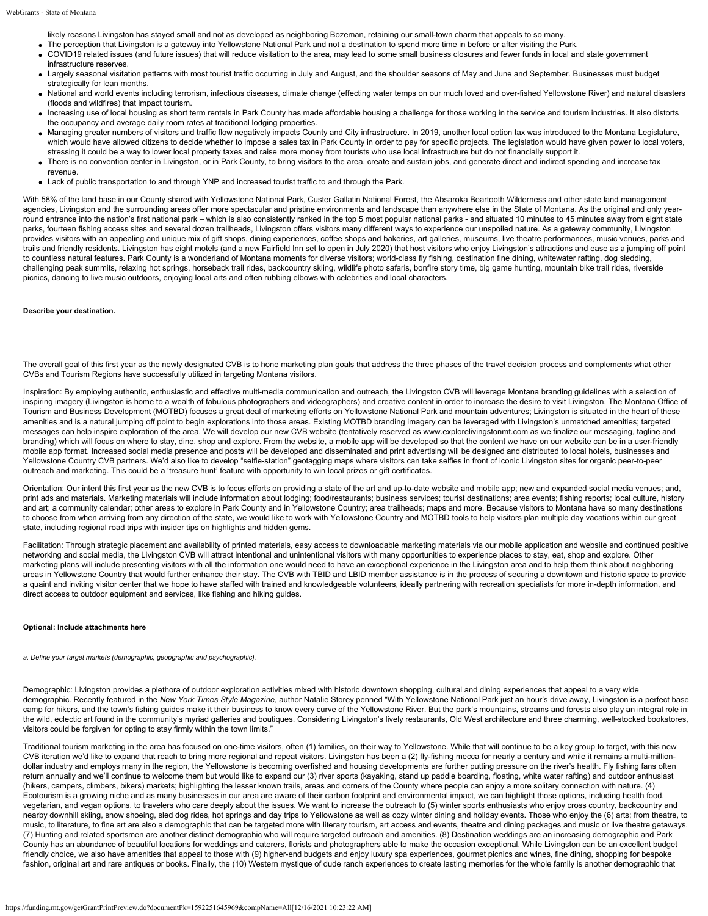likely reasons Livingston has stayed small and not as developed as neighboring Bozeman, retaining our small-town charm that appeals to so many.

- The perception that Livingston is a gateway into Yellowstone National Park and not a destination to spend more time in before or after visiting the Park.
- COVID19 related issues (and future issues) that will reduce visitation to the area, may lead to some small business closures and fewer funds in local and state government infrastructure reserves.
- Largely seasonal visitation patterns with most tourist traffic occurring in July and August, and the shoulder seasons of May and June and September. Businesses must budget strategically for lean months.
- National and world events including terrorism, infectious diseases, climate change (effecting water temps on our much loved and over-fished Yellowstone River) and natural disasters (floods and wildfires) that impact tourism.
- Increasing use of local housing as short term rentals in Park County has made affordable housing a challenge for those working in the service and tourism industries. It also distorts the occupancy and average daily room rates at traditional lodging properties.
- Managing greater numbers of visitors and traffic flow negatively impacts County and City infrastructure. In 2019, another local option tax was introduced to the Montana Legislature, which would have allowed citizens to decide whether to impose a sales tax in Park County in order to pay for specific projects. The legislation would have given power to local voters, stressing it could be a way to lower local property taxes and raise more money from tourists who use local infrastructure but do not financially support it.
- There is no convention center in Livingston, or in Park County, to bring visitors to the area, create and sustain jobs, and generate direct and indirect spending and increase tax revenue.
- Lack of public transportation to and through YNP and increased tourist traffic to and through the Park.

With 58% of the land base in our County shared with Yellowstone National Park, Custer Gallatin National Forest, the Absaroka Beartooth Wilderness and other state land management agencies, Livingston and the surrounding areas offer more spectacular and pristine environments and landscape than anywhere else in the State of Montana. As the original and only year-round entrance into the nation's first national park – which is also consistently ranked in the top 5 most popular national parks - and situated 10 minutes to 45 minutes away from eight state parks, fourteen fishing access sites and several dozen trailheads, Livingston offers visitors many different ways to experience our unspoiled nature. As a gateway community, Livingston provides visitors with an appealing and unique mix of gift shops, dining experiences, coffee shops and bakeries, art galleries, museums, live theatre performances, music venues, parks and trails and friendly residents. Livingston has eight motels (and a new Fairfield Inn set to open in July 2020) that host visitors who enjoy Livingston's attractions and ease as a jumping off point to countless natural features. Park County is a wonderland of Montana moments for diverse visitors; world-class fly fishing, destination fine dining, whitewater rafting, dog sledding, challenging peak summits, relaxing hot springs, horseback trail rides, backcountry skiing, wildlife photo safaris, bonfire story time, big game hunting, mountain bike trail rides, riverside picnics, dancing to live music outdoors, enjoying local arts and often rubbing elbows with celebrities and local characters.

**Describe your destination.**

The overall goal of this first year as the newly designated CVB is to hone marketing plan goals that address the three phases of the travel decision process and complements what other CVBs and Tourism Regions have successfully utilized in targeting Montana visitors.

Inspiration: By employing authentic, enthusiastic and effective multi-media communication and outreach, the Livingston CVB will leverage Montana branding guidelines with a selection of inspiring imagery (Livingston is home to a wealth of fabulous photographers and videographers) and creative content in order to increase the desire to visit Livingston. The Montana Office of Tourism and Business Development (MOTBD) focuses a great deal of marketing efforts on Yellowstone National Park and mountain adventures; Livingston is situated in the heart of these amenities and is a natural jumping off point to begin explorations into those areas. Existing MOTBD branding imagery can be leveraged with Livingston's unmatched amenities; targeted messages can help inspire exploration of the area. We will develop our new CVB website (tentatively reserved as www.explorelivingstonmt.com as we finalize our messaging, tagline and branding) which will focus on where to stay, dine, shop and explore. From the website, a mobile app will be developed so that the content we have on our website can be in a user-friendly mobile app format. Increased social media presence and posts will be developed and disseminated and print advertising will be designed and distributed to local hotels, businesses and Yellowstone Country CVB partners. We'd also like to develop "selfie-station" geotagging maps where visitors can take selfies in front of iconic Livingston sites for organic peer-to-peer outreach and marketing. This could be a 'treasure hunt' feature with opportunity to win local prizes or gift certificates.

Orientation: Our intent this first year as the new CVB is to focus efforts on providing a state of the art and up-to-date website and mobile app; new and expanded social media venues; and, print ads and materials. Marketing materials will include information about lodging; food/restaurants; business services; tourist destinations; area events; fishing reports; local culture, history and art; a community calendar; other areas to explore in Park County and in Yellowstone Country; area trailheads; maps and more. Because visitors to Montana have so many destinations to choose from when arriving from any direction of the state, we would like to work with Yellowstone Country and MOTBD tools to help visitors plan multiple day vacations within our great state, including regional road trips with insider tips on highlights and hidden gems.

Facilitation: Through strategic placement and availability of printed materials, easy access to downloadable marketing materials via our mobile application and website and continued positive networking and social media, the Livingston CVB will attract intentional and unintentional visitors with many opportunities to experience places to stay, eat, shop and explore. Other marketing plans will include presenting visitors with all the information one would need to have an exceptional experience in the Livingston area and to help them think about neighboring areas in Yellowstone Country that would further enhance their stay. The CVB with TBID and LBID member assistance is in the process of securing a downtown and historic space to provide a quaint and inviting visitor center that we hope to have staffed with trained and knowledgeable volunteers, ideally partnering with recreation specialists for more in-depth information, and direct access to outdoor equipment and services, like fishing and hiking guides.

**Optional: Include attachments here**

*a. Define your target markets (demographic, geopgraphic and psychographic).*

Demographic: Livingston provides a plethora of outdoor exploration activities mixed with historic downtown shopping, cultural and dining experiences that appeal to a very wide demographic. Recently featured in the *New York Times Style Magazine*, author Natalie Storey penned "With Yellowstone National Park just an hour's drive away, Livingston is a perfect base camp for hikers, and the town's fishing guides make it their business to know every curve of the Yellowstone River. But the park's mountains, streams and forests also play an integral role in the wild, eclectic art found in the community's myriad galleries and boutiques. Considering Livingston's lively restaurants, Old West architecture and three charming, well-stocked bookstores, visitors could be forgiven for opting to stay firmly within the town limits."

Traditional tourism marketing in the area has focused on one-time visitors, often (1) families, on their way to Yellowstone. While that will continue to be a key group to target, with this new CVB iteration we'd like to expand that reach to bring more regional and repeat visitors. Livingston has been a (2) fly-fishing mecca for nearly a century and while it remains a multi-million-dollar industry and employs many in the region, the Yellowstone is becoming overfished and housing developments are further putting pressure on the river's health. Fly fishing fans often return annually and we'll continue to welcome them but would like to expand our (3) river sports (kayaking, stand up paddle boarding, floating, white water rafting) and outdoor enthusiast (hikers, campers, climbers, bikers) markets; highlighting the lesser known trails, areas and corners of the County where people can enjoy a more solitary connection with nature. (4) Ecotourism is a growing niche and as many businesses in our area are aware of their carbon footprint and environmental impact, we can highlight those options, including health food, vegetarian, and vegan options, to travelers who care deeply about the issues. We want to increase the outreach to (5) winter sports enthusiasts who enjoy cross country, backcountry and nearby downhill skiing, snow shoeing, sled dog rides, hot springs and day trips to Yellowstone as well as cozy winter dining and holiday events. Those who enjoy the (6) arts; from theatre, to music, to literature, to fine art are also a demographic that can be targeted more with literary tourism, art access and events, theatre and dining packages and music or live theatre getaways. (7) Hunting and related sportsmen are another distinct demographic who will require targeted outreach and amenities. (8) Destination weddings are an increasing demographic and Park County has an abundance of beautiful locations for weddings and caterers, florists and photographers able to make the occasion exceptional. While Livingston can be an excellent budget friendly choice, we also have amenities that appeal to those with (9) higher-end budgets and enjoy luxury spa experiences, gourmet picnics and wines, fine dining, shopping for bespoke fashion, original art and rare antiques or books. Finally, the (10) Western mystique of dude ranch experiences to create lasting memories for the whole family is another demographic that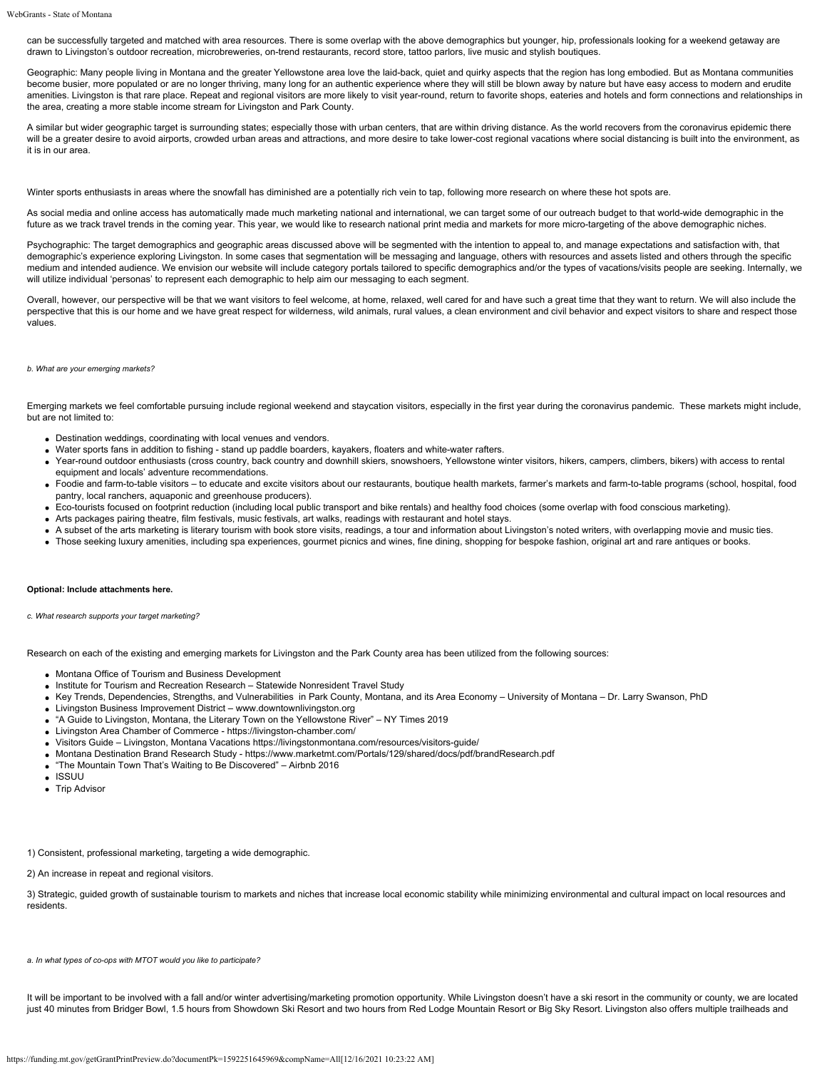can be successfully targeted and matched with area resources. There is some overlap with the above demographics but younger, hip, professionals looking for a weekend getaway are drawn to Livingston's outdoor recreation, microbreweries, on-trend restaurants, record store, tattoo parlors, live music and stylish boutiques.

Geographic: Many people living in Montana and the greater Yellowstone area love the laid-back, quiet and quirky aspects that the region has long embodied. But as Montana communities become busier, more populated or are no longer thriving, many long for an authentic experience where they will still be blown away by nature but have easy access to modern and erudite amenities. Livingston is that rare place. Repeat and regional visitors are more likely to visit year-round, return to favorite shops, eateries and hotels and form connections and relationships in the area, creating a more stable income stream for Livingston and Park County.

A similar but wider geographic target is surrounding states; especially those with urban centers, that are within driving distance. As the world recovers from the coronavirus epidemic there will be a greater desire to avoid airports, crowded urban areas and attractions, and more desire to take lower-cost regional vacations where social distancing is built into the environment, as it is in our area.

Winter sports enthusiasts in areas where the snowfall has diminished are a potentially rich vein to tap, following more research on where these hot spots are.

As social media and online access has automatically made much marketing national and international, we can target some of our outreach budget to that world-wide demographic in the future as we track travel trends in the coming year. This year, we would like to research national print media and markets for more micro-targeting of the above demographic niches.

Psychographic: The target demographics and geographic areas discussed above will be segmented with the intention to appeal to, and manage expectations and satisfaction with, that demographic's experience exploring Livingston. In some cases that segmentation will be messaging and language, others with resources and assets listed and others through the specific medium and intended audience. We envision our website will include category portals tailored to specific demographics and/or the types of vacations/visits people are seeking. Internally, we will utilize individual 'personas' to represent each demographic to help aim our messaging to each segment.

Overall, however, our perspective will be that we want visitors to feel welcome, at home, relaxed, well cared for and have such a great time that they want to return. We will also include the perspective that this is our home and we have great respect for wilderness, wild animals, rural values, a clean environment and civil behavior and expect visitors to share and respect those values.

*b. What are your emerging markets?*

Emerging markets we feel comfortable pursuing include regional weekend and staycation visitors, especially in the first year during the coronavirus pandemic. These markets might include, but are not limited to:

- Destination weddings, coordinating with local venues and vendors.
- Water sports fans in addition to fishing - stand up paddle boarders, kayakers, floaters and white-water rafters.
- Year-round outdoor enthusiasts (cross country, back country and downhill skiers, snowshoers, Yellowstone winter visitors, hikers, campers, climbers, bikers) with access to rental equipment and locals' adventure recommendations.
- Foodie and farm-to-table visitors – to educate and excite visitors about our restaurants, boutique health markets, farmer's markets and farm-to-table programs (school, hospital, food pantry, local ranchers, aquaponic and greenhouse producers).
- Eco-tourists focused on footprint reduction (including local public transport and bike rentals) and healthy food choices (some overlap with food conscious marketing).
- Arts packages pairing theatre, film festivals, music festivals, art walks, readings with restaurant and hotel stays.
- A subset of the arts marketing is literary tourism with book store visits, readings, a tour and information about Livingston's noted writers, with overlapping movie and music ties.
- Those seeking luxury amenities, including spa experiences, gourmet picnics and wines, fine dining, shopping for bespoke fashion, original art and rare antiques or books.

**Optional: Include attachments here.**

*c. What research supports your target marketing?*

Research on each of the existing and emerging markets for Livingston and the Park County area has been utilized from the following sources:

- Montana Office of Tourism and Business Development
- Institute for Tourism and Recreation Research – Statewide Nonresident Travel Study
- Key Trends, Dependencies, Strengths, and Vulnerabilities in Park County, Montana, and its Area Economy – University of Montana – Dr. Larry Swanson, PhD
- Livingston Business Improvement District – www.downtownlivingston.org
- "A Guide to Livingston, Montana, the Literary Town on the Yellowstone River" – NY Times 2019
- Livingston Area Chamber of Commerce - https://livingston-chamber.com/
- Visitors Guide – Livingston, Montana Vacations https://livingstonmontana.com/resources/visitors-guide/
- Montana Destination Brand Research Study - https://www.marketmt.com/Portals/129/shared/docs/pdf/brandResearch.pdf
- "The Mountain Town That's Waiting to Be Discovered" – Airbnb 2016
- ISSUU
- Trip Advisor

1) Consistent, professional marketing, targeting a wide demographic.

2) An increase in repeat and regional visitors.

3) Strategic, guided growth of sustainable tourism to markets and niches that increase local economic stability while minimizing environmental and cultural impact on local resources and residents.

*a. In what types of co-ops with MTOT would you like to participate?*

It will be important to be involved with a fall and/or winter advertising/marketing promotion opportunity. While Livingston doesn't have a ski resort in the community or county, we are located just 40 minutes from Bridger Bowl, 1.5 hours from Showdown Ski Resort and two hours from Red Lodge Mountain Resort or Big Sky Resort. Livingston also offers multiple trailheads and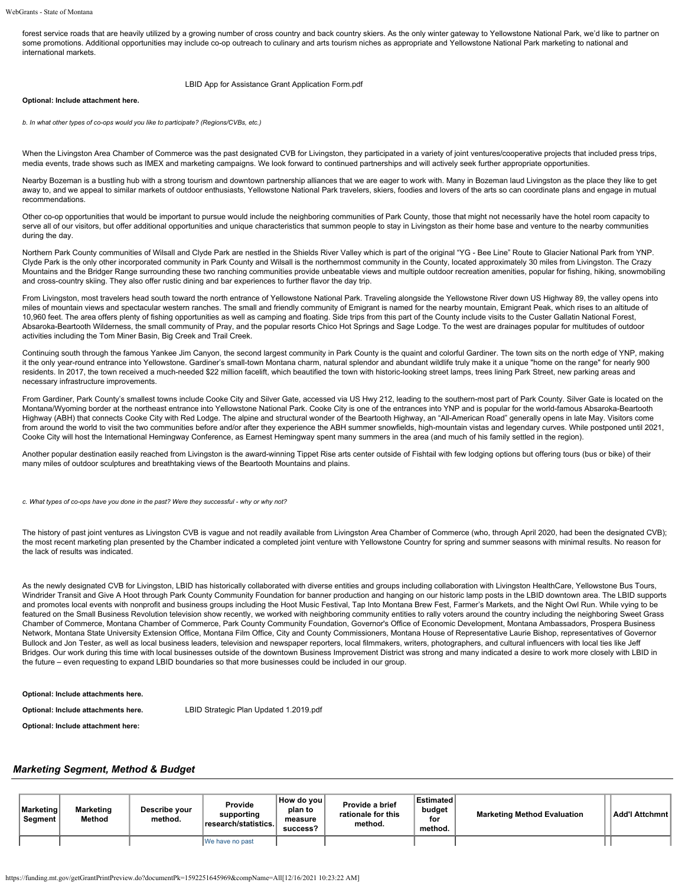forest service roads that are heavily utilized by a growing number of cross country and back country skiers. As the only winter gateway to Yellowstone National Park, we'd like to partner on some promotions. Additional opportunities may include co-op outreach to culinary and arts tourism niches as appropriate and Yellowstone National Park marketing to national and international markets.

LBID App for Assistance Grant Application Form.pdf

**Optional: Include attachment here.**

*b. In what other types of co-ops would you like to participate? (Regions/CVBs, etc.)*

When the Livingston Area Chamber of Commerce was the past designated CVB for Livingston, they participated in a variety of joint ventures/cooperative projects that included press trips, media events, trade shows such as IMEX and marketing campaigns. We look forward to continued partnerships and will actively seek further appropriate opportunities.

Nearby Bozeman is a bustling hub with a strong tourism and downtown partnership alliances that we are eager to work with. Many in Bozeman laud Livingston as the place they like to get away to, and we appeal to similar markets of outdoor enthusiasts, Yellowstone National Park travelers, skiers, foodies and lovers of the arts so can coordinate plans and engage in mutual recommendations.

Other co-op opportunities that would be important to pursue would include the neighboring communities of Park County, those that might not necessarily have the hotel room capacity to serve all of our visitors, but offer additional opportunities and unique characteristics that summon people to stay in Livingston as their home base and venture to the nearby communities during the day.

Northern Park County communities of Wilsall and Clyde Park are nestled in the Shields River Valley which is part of the original "YG - Bee Line" Route to Glacier National Park from YNP. Clyde Park is the only other incorporated community in Park County and Wilsall is the northernmost community in the County, located approximately 30 miles from Livingston. The Crazy Mountains and the Bridger Range surrounding these two ranching communities provide unbeatable views and multiple outdoor recreation amenities, popular for fishing, hiking, snowmobiling and cross-country skiing. They also offer rustic dining and bar experiences to further flavor the day trip.

From Livingston, most travelers head south toward the north entrance of Yellowstone National Park. Traveling alongside the Yellowstone River down US Highway 89, the valley opens into miles of mountain views and spectacular western ranches. The small and friendly community of Emigrant is named for the nearby mountain, Emigrant Peak, which rises to an altitude of 10,960 feet. The area offers plenty of fishing opportunities as well as camping and floating. Side trips from this part of the County include visits to the Custer Gallatin National Forest, Absaroka-Beartooth Wilderness, the small community of Pray, and the popular resorts Chico Hot Springs and Sage Lodge. To the west are drainages popular for multitudes of outdoor activities including the Tom Miner Basin, Big Creek and Trail Creek.

Continuing south through the famous Yankee Jim Canyon, the second largest community in Park County is the quaint and colorful Gardiner. The town sits on the north edge of YNP, making it the only year-round entrance into Yellowstone. Gardiner's small-town Montana charm, natural splendor and abundant wildlife truly make it a unique "home on the range" for nearly 900 residents. In 2017, the town received a much-needed $22 million facelift, which beautified the town with historic-looking street lamps, trees lining Park Street, new parking areas and necessary infrastructure improvements.

From Gardiner, Park County's smallest towns include Cooke City and Silver Gate, accessed via US Hwy 212, leading to the southern-most part of Park County. Silver Gate is located on the Montana/Wyoming border at the northeast entrance into Yellowstone National Park. Cooke City is one of the entrances into YNP and is popular for the world-famous Absaroka-Beartooth Highway (ABH) that connects Cooke City with Red Lodge. The alpine and structural wonder of the Beartooth Highway, an "All-American Road" generally opens in late May. Visitors come from around the world to visit the two communities before and/or after they experience the ABH summer snowfields, high-mountain vistas and legendary curves. While postponed until 2021, Cooke City will host the International Hemingway Conference, as Earnest Hemingway spent many summers in the area (and much of his family settled in the region).

Another popular destination easily reached from Livingston is the award-winning Tippet Rise arts center outside of Fishtail with few lodging options but offering tours (bus or bike) of their many miles of outdoor sculptures and breathtaking views of the Beartooth Mountains and plains.

*c. What types of co-ops have you done in the past? Were they successful - why or why not?*

The history of past joint ventures as Livingston CVB is vague and not readily available from Livingston Area Chamber of Commerce (who, through April 2020, had been the designated CVB); the most recent marketing plan presented by the Chamber indicated a completed joint venture with Yellowstone Country for spring and summer seasons with minimal results. No reason for the lack of results was indicated.

As the newly designated CVB for Livingston, LBID has historically collaborated with diverse entities and groups including collaboration with Livingston HealthCare, Yellowstone Bus Tours, Windrider Transit and Give A Hoot through Park County Community Foundation for banner production and hanging on our historic lamp posts in the LBID downtown area. The LBID supports and promotes local events with nonprofit and business groups including the Hoot Music Festival, Tap Into Montana Brew Fest, Farmer's Markets, and the Night Owl Run. While vying to be featured on the Small Business Revolution television show recently, we worked with neighboring community entities to rally voters around the country including the neighboring Sweet Grass Chamber of Commerce, Montana Chamber of Commerce, Park County Community Foundation, Governor's Office of Economic Development, Montana Ambassadors, Prospera Business Network, Montana State University Extension Office, Montana Film Office, City and County Commissioners, Montana House of Representative Laurie Bishop, representatives of Governor Bullock and Jon Tester, as well as local business leaders, television and newspaper reporters, local filmmakers, writers, photographers, and cultural influencers with local ties like Jeff Bridges. Our work during this time with local businesses outside of the downtown Business Improvement District was strong and many indicated a desire to work more closely with LBID in the future – even requesting to expand LBID boundaries so that more businesses could be included in our group.

**Optional: Include attachments here.**

**Optional: Include attachments here.** LBID Strategic Plan Updated 1.2019.pdf

**Optional: Include attachment here:**

## *Marketing Segment, Method & Budget*

| Marketing Segment | Marketing Method | Describe your method. | Provide supporting research/statistics. | How do you plan to measure success? | Provide a brief rationale for this method. | Estimated budget for method. | Marketing Method Evaluation | Add'l Attchmnt |
|---|---|---|---|---|---|---|---|---|
| | | | We have no past | | | | | |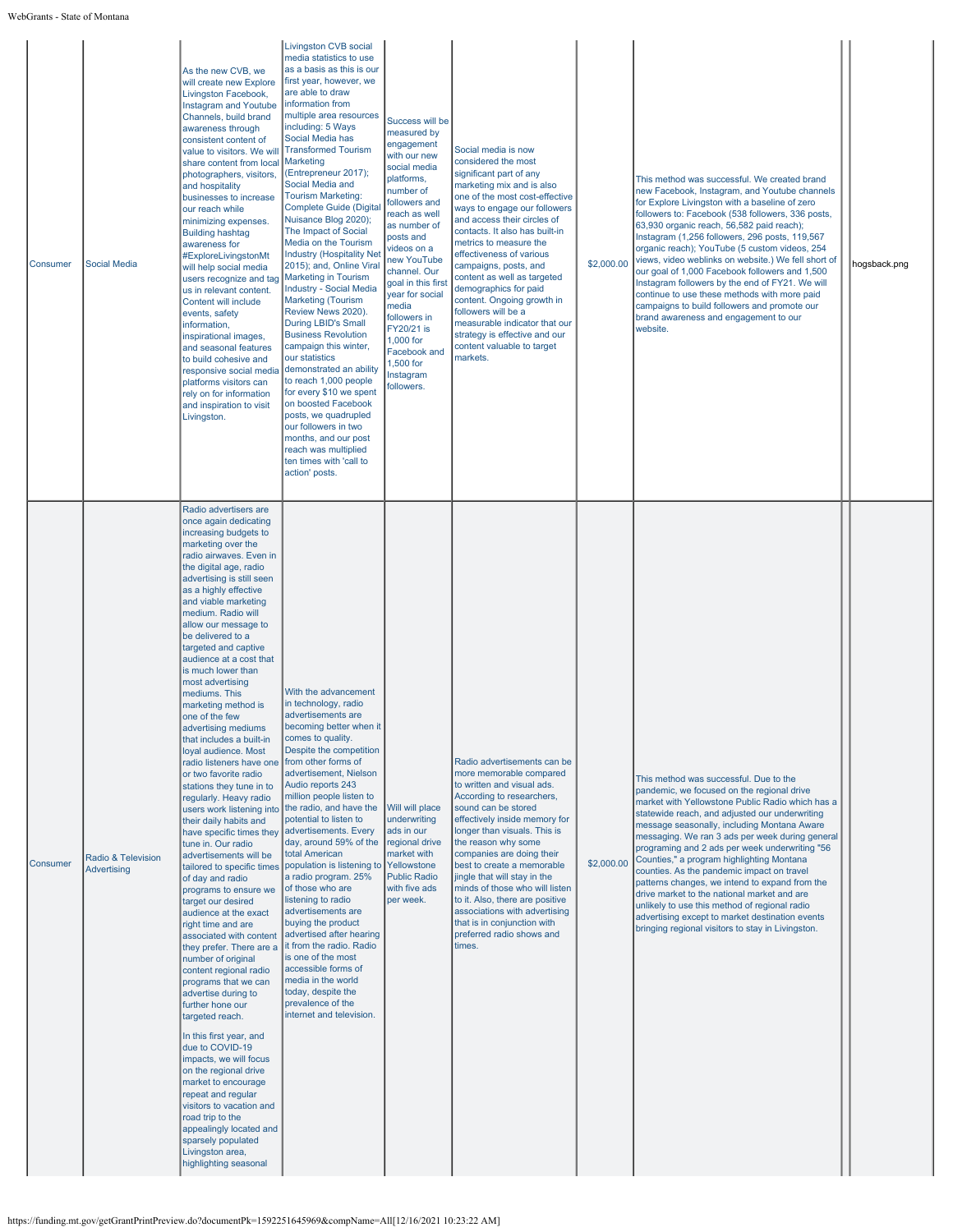| Consumer | Social Media | As the new CVB, we will create new Explore Livingston Facebook, Instagram and Youtube Channels, build brand awareness through consistent content of value to visitors. We will share content from local photographers, visitors, and hospitality businesses to increase our reach while minimizing expenses. Building hashtag awareness for #ExploreLivingstonMt will help social media users recognize and tag us in relevant content. Content will include events, safety information, inspirational images, and seasonal features to build cohesive and responsive social media platforms visitors can rely on for information and inspiration to visit Livingston. | Livingston CVB social media statistics to use as a basis as this is our first year, however, we are able to draw information from multiple area resources including: 5 Ways Social Media has Transformed Tourism Marketing (Entrepreneur 2017); Social Media and Tourism Marketing: Complete Guide (Digital Nuisance Blog 2020); The Impact of Social Media on the Tourism Industry (Hospitality Net 2015); and, Online Viral Marketing in Tourism Industry - Social Media Marketing (Tourism Review News 2020). During LBID's Small Business Revolution campaign this winter, our statistics demonstrated an ability to reach 1,000 people for every $10 we spent on boosted Facebook posts, we quadrupled our followers in two months, and our post reach was multiplied ten times with 'call to action' posts. | Success will be measured by engagement with our new social media platforms, number of followers and reach as well as number of posts and videos on a new YouTube channel. Our goal in this first year for social media followers in FY20/21 is 1,000 for Facebook and 1,500 for Instagram followers. | Social media is now considered the most significant part of any marketing mix and is also one of the most cost-effective ways to engage our followers and access their circles of contacts. It also has built-in metrics to measure the effectiveness of various campaigns, posts, and content as well as targeted demographics for paid content. Ongoing growth in followers will be a measurable indicator that our strategy is effective and our content valuable to target markets. | $2,000.00 | This method was successful. We created brand new Facebook, Instagram, and Youtube channels for Explore Livingston with a baseline of zero followers to: Facebook (538 followers, 336 posts, 63,930 organic reach, 56,582 paid reach); Instagram (1,256 followers, 296 posts, 119,567 organic reach); YouTube (5 custom videos, 254 views, video weblinks on website.) We fell short of our goal of 1,000 Facebook followers and 1,500 Instagram followers by the end of FY21. We will continue to use these methods with more paid campaigns to build followers and promote our brand awareness and engagement to our website. | | hogsback.png |
|---|---|---|---|---|---|---|---|---|---|
| Consumer | Radio & Television Advertising | Radio advertisers are once again dedicating increasing budgets to marketing over the radio airwaves. Even in the digital age, radio advertising is still seen as a highly effective and viable marketing medium. Radio will allow our message to be delivered to a targeted and captive audience at a cost that is much lower than most advertising mediums. This marketing method is one of the few advertising mediums that includes a built-in loyal audience. Most radio listeners have one or two favorite radio stations they tune in to regularly. Heavy radio users work listening into their daily habits and have specific times they tune in. Our radio advertisements will be tailored to specific times of day and radio programs to ensure we target our desired audience at the exact right time and are associated with content they prefer. There are a number of original content regional radio programs that we can advertise during to further hone our targeted reach.<br><br>In this first year, and due to COVID-19 impacts, we will focus on the regional drive market to encourage repeat and regular visitors to vacation and road trip to the appealingly located and sparsely populated Livingston area, highlighting seasonal | With the advancement in technology, radio advertisements are becoming better when it comes to quality. Despite the competition from other forms of advertisement, Nielson Audio reports 243 million people listen to the radio, and have the potential to listen to advertisements. Every day, around 59% of the total American population is listening to a radio program. 25% of those who are listening to radio advertisements are buying the product advertised after hearing it from the radio. Radio is one of the most accessible forms of media in the world today, despite the prevalence of the internet and television. | Will will place underwriting ads in our regional drive market with Yellowstone Public Radio with five ads per week. | Radio advertisements can be more memorable compared to written and visual ads. According to researchers, sound can be stored effectively inside memory for longer than visuals. This is the reason why some companies are doing their best to create a memorable jingle that will stay in the minds of those who will listen to it. Also, there are positive associations with advertising that is in conjunction with preferred radio shows and times. | $2,000.00 | This method was successful. Due to the pandemic, we focused on the regional drive market with Yellowstone Public Radio which has a statewide reach, and adjusted our underwriting message seasonally, including Montana Aware messaging. We ran 3 ads per week during general programing and 2 ads per week underwriting "56 Counties," a program highlighting Montana counties. As the pandemic impact on travel patterns changes, we intend to expand from the drive market to the national market and are unlikely to use this method of regional radio advertising except to market destination events bringing regional visitors to stay in Livingston. | | |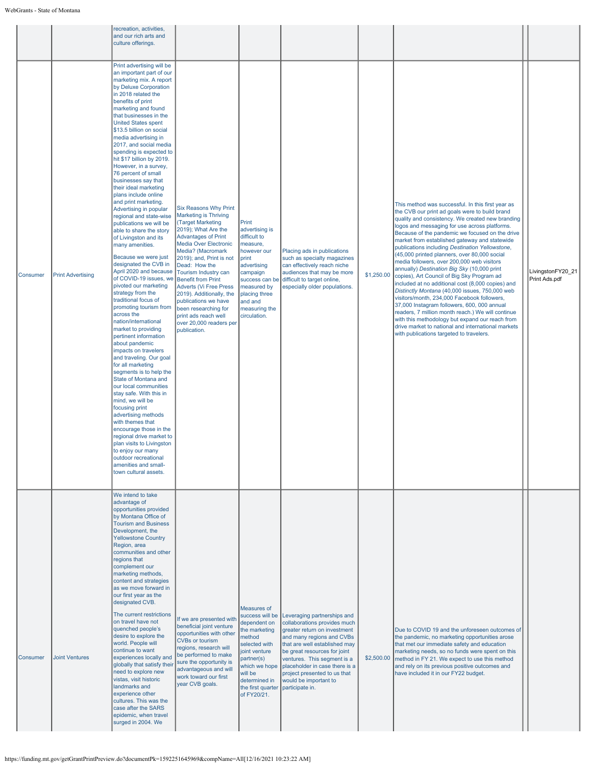|  |  |  |  |  |  |  |  |  |
|---|---|---|---|---|---|---|---|---|
|  |  | recreation, activities, and our rich arts and culture offerings. |  |  |  |  |  |  |
| Consumer | Print Advertising | Print advertising will be an important part of our marketing mix. A report by Deluxe Corporation in 2018 related the benefits of print marketing and found that businesses in the United States spent $13.5 billion on social media advertising in 2017, and social media spending is expected to hit $17 billion by 2019. However, in a survey, 76 percent of small businesses say that their ideal marketing plans include online and print marketing. Advertising in popular regional and state-wise publications we will be able to share the story of Livingston and its many amenities.<br><br>Because we were just designated the CVB in April 2020 and because of COVID-19 issues, we pivoted our marketing strategy from the traditional focus of promoting tourism from across the nation/international market to providing pertinent information about pandemic impacts on travelers and traveling. Our goal for all marketing segments is to help the State of Montana and our local communities stay safe. With this in mind, we will be focusing print advertising methods with themes that encourage those in the regional drive market to plan visits to Livingston to enjoy our many outdoor recreational amenities and small-town cultural assets. | Six Reasons Why Print Marketing is Thriving (Target Marketing 2019); What Are the Advantages of Print Media Over Electronic Media? (Macromark 2019); and, Print is not Dead: How the Tourism Industry can Benefit from Print Adverts (Vi Free Press 2019). Additionally, the publications we have been researching for print ads reach well over 20,000 readers per publication. | Print advertising is difficult to measure, however our print advertising campaign success can be measured by placing three and and measuring the circulation. | Placing ads in publications such as specialty magazines can effectively reach niche audiences that may be more difficult to target online, especially older populations. | $1,250.00 | This method was successful. In this first year as the CVB our print ad goals were to build brand quality and consistency. We created new branding logos and messaging for use across platforms. Because of the pandemic we focused on the drive market from established gateway and statewide publications including *Destination Yellowstone*, (45,000 printed planners, over 80,000 social media followers, over 200,000 web visitors annually) *Destination Big Sky* (10,000 print copies), Art Council of Big Sky Program ad included at no additional cost (8,000 copies) and *Distinctly Montana* (40,000 issues, 750,000 web visitors/month, 234,000 Facebook followers, 37,000 Instagram followers, 600, 000 annual readers, 7 million month reach.) We will continue with this methodology but expand our reach from drive market to national and international markets with publications targeted to travelers. |  | LivingstonFY20_21 Print Ads.pdf |
| Consumer | Joint Ventures | We intend to take advantage of opportunities provided by Montana Office of Tourism and Business Development, the Yellowstone Country Region, area communities and other regions that complement our marketing methods, content and strategies as we move forward in our first year as the designated CVB.<br><br>The current restrictions on travel have not quenched people's desire to explore the world. People will continue to want experiences locally and globally that satisfy their need to explore new vistas, visit historic landmarks and experience other cultures. This was the case after the SARS epidemic, when travel surged in 2004. We | If we are presented with beneficial joint venture opportunities with other CVBs or tourism regions, research will be performed to make sure the opportunity is advantageous and will work toward our first year CVB goals. | Measures of success will be dependent on the marketing method selected with joint venture partner(s) which we hope will be determined in the first quarter of FY20/21. | Leveraging partnerships and collaborations provides much greater return on investment and many regions and CVBs that are well established may be great resources for joint ventures. This segment is a placeholder in case there is a project presented to us that would be important to participate in. | $2,500.00 | Due to COVID 19 and the unforeseen outcomes of the pandemic, no marketing opportunities arose that met our immediate safety and education marketing needs, so no funds were spent on this method in FY 21. We expect to use this method and rely on its previous positive outcomes and have included it in our FY22 budget. |  |  |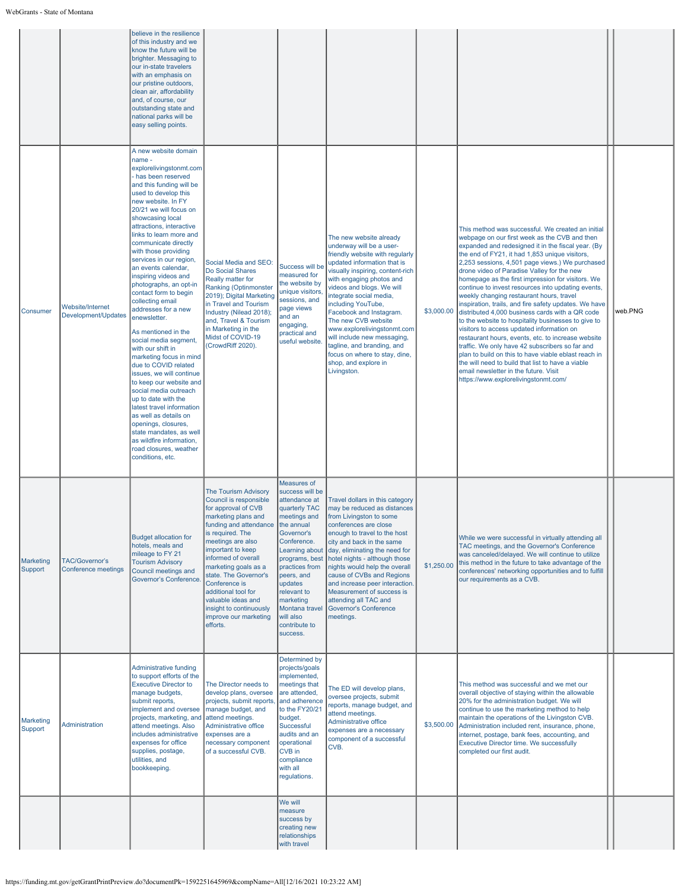| | | | | | | | | | |
|---|---|---|---|---|---|---|---|---|---|
| | | believe in the resilience of this industry and we know the future will be brighter. Messaging to our in-state travelers with an emphasis on our pristine outdoors, clean air, affordability and, of course, our outstanding state and national parks will be easy selling points. | | | | | | | |
| Consumer | Website/Internet Development/Updates | A new website domain name - explorelivingstonmt.com - has been reserved and this funding will be used to develop this new website. In FY 20/21 we will focus on showcasing local attractions, interactive links to learn more and communicate directly with those providing services in our region, an events calendar, inspiring videos and photographs, an opt-in contact form to begin collecting email addresses for a new enewsletter.<br><br>As mentioned in the social media segment, with our shift in marketing focus in mind due to COVID related issues, we will continue to keep our website and social media outreach up to date with the latest travel information as well as details on openings, closures, state mandates, as well as wildfire information, road closures, weather conditions, etc. | Social Media and SEO: Do Social Shares Really matter for Ranking (Optinmonster 2019); Digital Marketing in Travel and Tourism Industry (Nilead 2018); and, Travel & Tourism in Marketing in the Midst of COVID-19 (CrowdRiff 2020). | Success will be measured for the website by unique visitors, sessions, and page views and an engaging, practical and useful website. | The new website already underway will be a user-friendly website with regularly updated information that is visually inspiring, content-rich with engaging photos and videos and blogs. We will integrate social media, including YouTube, Facebook and Instagram. The new CVB website www.explorelivingstonmt.com will include new messaging, tagline, and branding, and focus on where to stay, dine, shop, and explore in Livingston. | $3,000.00 | This method was successful. We created an initial webpage on our first week as the CVB and then expanded and redesigned it in the fiscal year. (By the end of FY21, it had 1,853 unique visitors, 2,253 sessions, 4,501 page views.) We purchased drone video of Paradise Valley for the new homepage as the first impression for visitors. We continue to invest resources into updating events, weekly changing restaurant hours, travel inspiration, trails, and fire safety updates. We have distributed 4,000 business cards with a QR code to the website to hospitality businesses to give to visitors to access updated information on restaurant hours, events, etc. to increase website traffic. We only have 42 subscribers so far and plan to build on this to have viable eblast reach in the will need to build that list to have a viable email newsletter in the future. Visit https://www.explorelivingstonmt.com/ | | web.PNG |
| Marketing Support | TAC/Governor's Conference meetings | Budget allocation for hotels, meals and mileage to FY 21 Tourism Advisory Council meetings and Governor's Conference. | The Tourism Advisory Council is responsible for approval of CVB marketing plans and funding and attendance is required. The meetings are also important to keep informed of overall marketing goals as a state. The Governor's Conference is additional tool for valuable ideas and insight to continuously improve our marketing efforts. | Measures of success will be attendance at quarterly TAC meetings and the annual Governor's Conference. Learning about programs, best practices from peers, and updates relevant to marketing Montana travel will also contribute to success. | Travel dollars in this category may be reduced as distances from Livingston to some conferences are close enough to travel to the host city and back in the same day, eliminating the need for hotel nights - although those nights would help the overall cause of CVBs and Regions and increase peer interaction. Measurement of success is attending all TAC and Governor's Conference meetings. | $1,250.00 | While we were successful in virtually attending all TAC meetings, and the Governor's Conference was canceled/delayed. We will continue to utilize this method in the future to take advantage of the conferences' networking opportunities and to fulfill our requirements as a CVB. | | |
| Marketing Support | Administration | Administrative funding to support efforts of the Executive Director to manage budgets, submit reports, implement and oversee projects, marketing, and attend meetings. Also includes administrative expenses for office supplies, postage, utilities, and bookkeeping. | The Director needs to develop plans, oversee projects, submit reports, manage budget, and attend meetings. Administrative office expenses are a necessary component of a successful CVB. | Determined by projects/goals implemented, meetings that are attended, and adherence to the FY20/21 budget. Successful audits and an operational CVB in compliance with all regulations. | The ED will develop plans, oversee projects, submit reports, manage budget, and attend meetings. Administrative office expenses are a necessary component of a successful CVB. | $3,500.00 | This method was successful and we met our overall objective of staying within the allowable 20% for the administration budget. We will continue to use the marketing method to help maintain the operations of the Livingston CVB. Administration included rent, insurance, phone, internet, postage, bank fees, accounting, and Executive Director time. We successfully completed our first audit. | | |
| | | | | We will measure success by creating new relationships with travel | | | | | |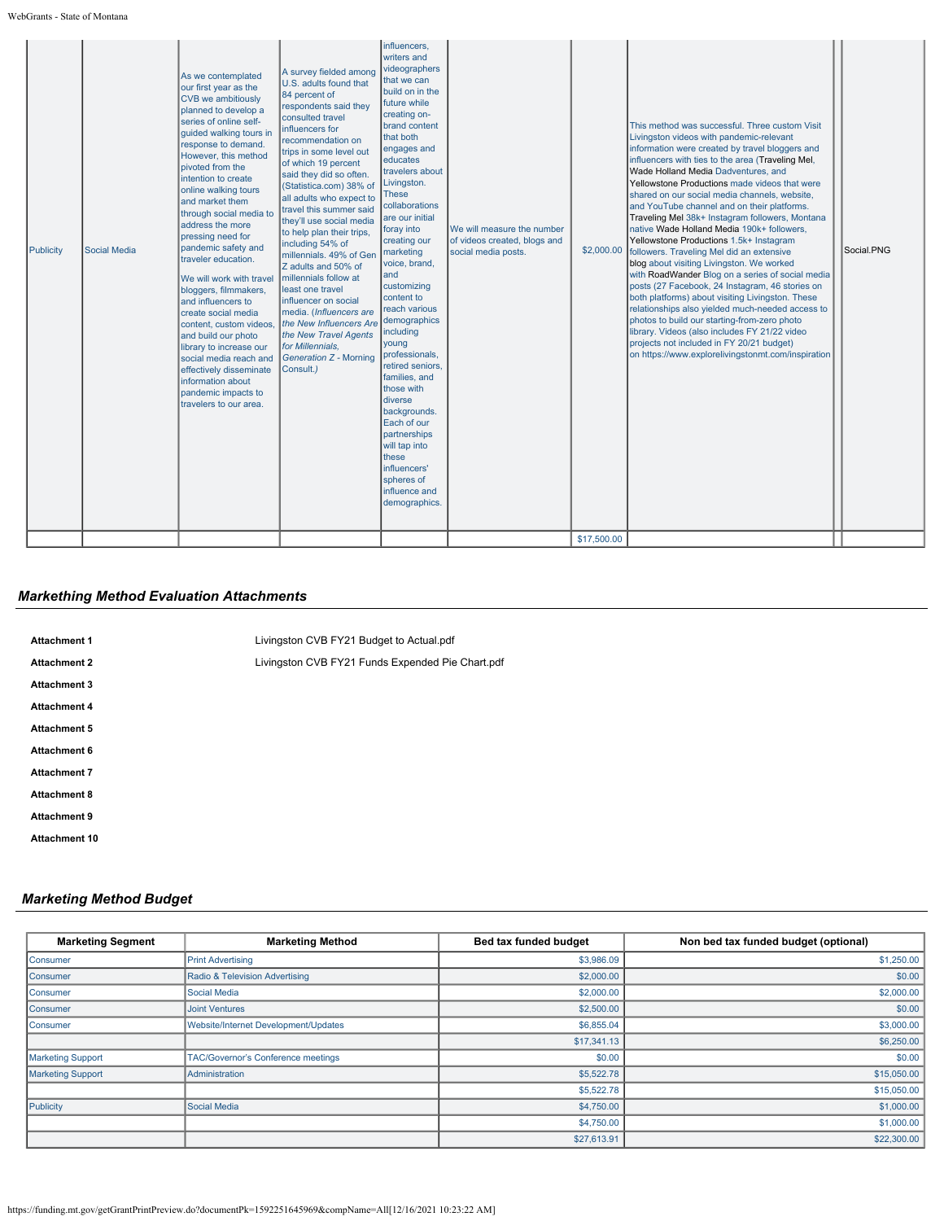| Publicity | Social Media | As we contemplated our first year as the CVB we ambitiously planned to develop a series of online self-guided walking tours in response to demand. However, this method pivoted from the intention to create online walking tours and market them through social media to address the more pressing need for pandemic safety and traveler education.<br><br>We will work with travel bloggers, filmmakers, and influencers to create social media content, custom videos, and build our photo library to increase our social media reach and effectively disseminate information about pandemic impacts to travelers to our area. | A survey fielded among U.S. adults found that 84 percent of respondents said they consulted travel influencers for recommendation on trips in some level out of which 19 percent said they did so often. (Statistica.com) 38% of all adults who expect to travel this summer said they'll use social media to help plan their trips, including 54% of millennials. 49% of Gen Z adults and 50% of millennials follow at least one travel influencer on social media. (*Influencers are the New Influencers Are the New Travel Agents for Millennials, Generation Z* - Morning Consult.) | influencers, writers and videographers that we can build on in the future while creating on-brand content that both engages and educates travelers about Livingston. These collaborations are our initial foray into creating our marketing voice, brand, and customizing content to reach various demographics including young professionals, retired seniors, families, and those with diverse backgrounds. Each of our partnerships will tap into these influencers' spheres of influence and demographics. | We will measure the number of videos created, blogs and social media posts. | $2,000.00 | This method was successful. Three custom Visit Livingston videos with pandemic-relevant information were created by travel bloggers and influencers with ties to the area (Traveling Mel, Wade Holland Media Dadventures, and Yellowstone Productions made videos that were shared on our social media channels, website, and YouTube channel and on their platforms. Traveling Mel 38k+ Instagram followers, Montana native Wade Holland Media 190k+ followers, Yellowstone Productions 1.5k+ Instagram followers. Traveling Mel did an extensive blog about visiting Livingston. We worked with RoadWander Blog on a series of social media posts (27 Facebook, 24 Instagram, 46 stories on both platforms) about visiting Livingston. These relationships also yielded much-needed access to photos to build our starting-from-zero photo library. Videos (also includes FY 21/22 video projects not included in FY 20/21 budget) on https://www.explorelivingstonmt.com/inspiration | | Social.PNG |
|---|---|---|---|---|---|---|---|---|---|
| | | | | | | $17,500.00 | | | |

## *Markething Method Evaluation Attachments*

| | |
|---|---|
| **Attachment 1** | Livingston CVB FY21 Budget to Actual.pdf |
| **Attachment 2** | Livingston CVB FY21 Funds Expended Pie Chart.pdf |
| **Attachment 3** | |
| **Attachment 4** | |
| **Attachment 5** | |
| **Attachment 6** | |
| **Attachment 7** | |
| **Attachment 8** | |
| **Attachment 9** | |
| **Attachment 10** | |

## *Marketing Method Budget*

| Marketing Segment | Marketing Method | Bed tax funded budget | Non bed tax funded budget (optional) |
|---|---|---|---|
| Consumer | Print Advertising | $3,986.09 | $1,250.00 |
| Consumer | Radio & Television Advertising | $2,000.00 | $0.00 |
| Consumer | Social Media | $2,000.00 | $2,000.00 |
| Consumer | Joint Ventures | $2,500.00 | $0.00 |
| Consumer | Website/Internet Development/Updates | $6,855.04 | $3,000.00 |
| | | $17,341.13 | $6,250.00 |
| Marketing Support | TAC/Governor's Conference meetings | $0.00 | $0.00 |
| Marketing Support | Administration | $5,522.78 | $15,050.00 |
| | | $5,522.78 | $15,050.00 |
| Publicity | Social Media | $4,750.00 | $1,000.00 |
| | | $4,750.00 | $1,000.00 |
| | | $27,613.91 | $22,300.00 |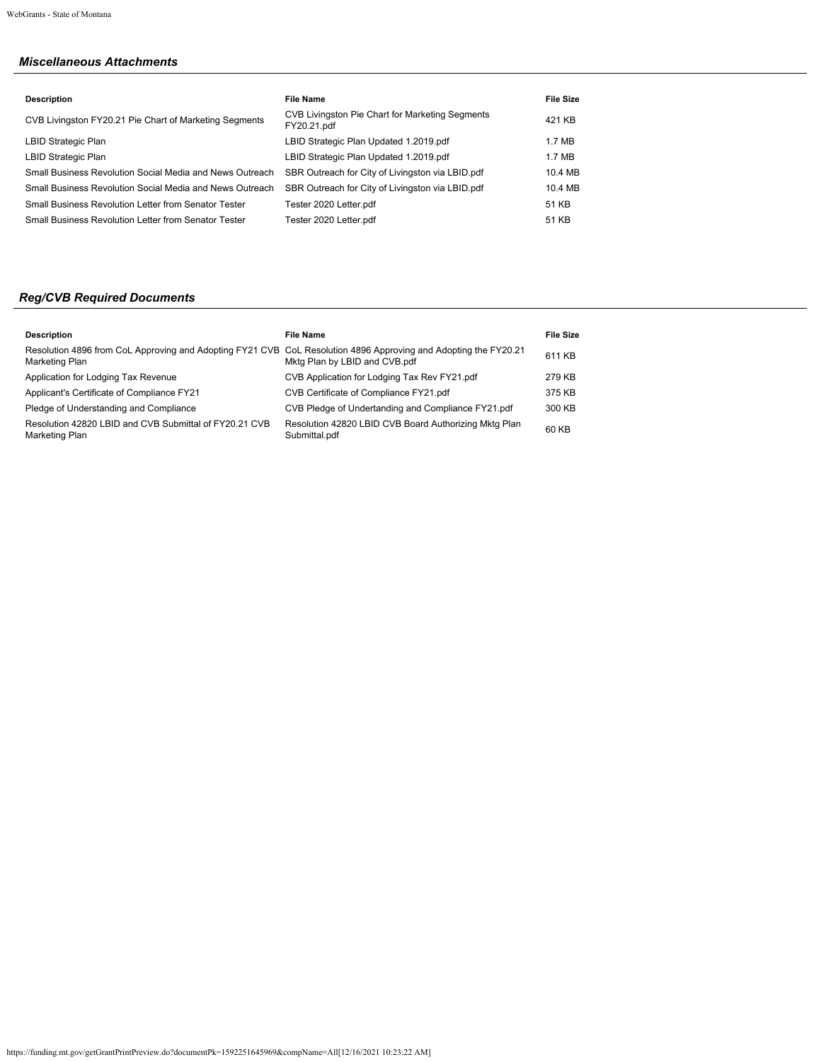## *Miscellaneous Attachments*

| Description | File Name | File Size |
|---|---|---|
| CVB Livingston FY20.21 Pie Chart of Marketing Segments | CVB Livingston Pie Chart for Marketing Segments FY20.21.pdf | 421 KB |
| LBID Strategic Plan | LBID Strategic Plan Updated 1.2019.pdf | 1.7 MB |
| LBID Strategic Plan | LBID Strategic Plan Updated 1.2019.pdf | 1.7 MB |
| Small Business Revolution Social Media and News Outreach | SBR Outreach for City of Livingston via LBID.pdf | 10.4 MB |
| Small Business Revolution Social Media and News Outreach | SBR Outreach for City of Livingston via LBID.pdf | 10.4 MB |
| Small Business Revolution Letter from Senator Tester | Tester 2020 Letter.pdf | 51 KB |
| Small Business Revolution Letter from Senator Tester | Tester 2020 Letter.pdf | 51 KB |

## *Reg/CVB Required Documents*

| Description | File Name | File Size |
|---|---|---|
| Resolution 4896 from CoL Approving and Adopting FY21 CVB Marketing Plan | CoL Resolution 4896 Approving and Adopting the FY20.21 Mktg Plan by LBID and CVB.pdf | 611 KB |
| Application for Lodging Tax Revenue | CVB Application for Lodging Tax Rev FY21.pdf | 279 KB |
| Applicant's Certificate of Compliance FY21 | CVB Certificate of Compliance FY21.pdf | 375 KB |
| Pledge of Understanding and Compliance | CVB Pledge of Undertanding and Compliance FY21.pdf | 300 KB |
| Resolution 42820 LBID and CVB Submittal of FY20.21 CVB Marketing Plan | Resolution 42820 LBID CVB Board Authorizing Mktg Plan Submittal.pdf | 60 KB |